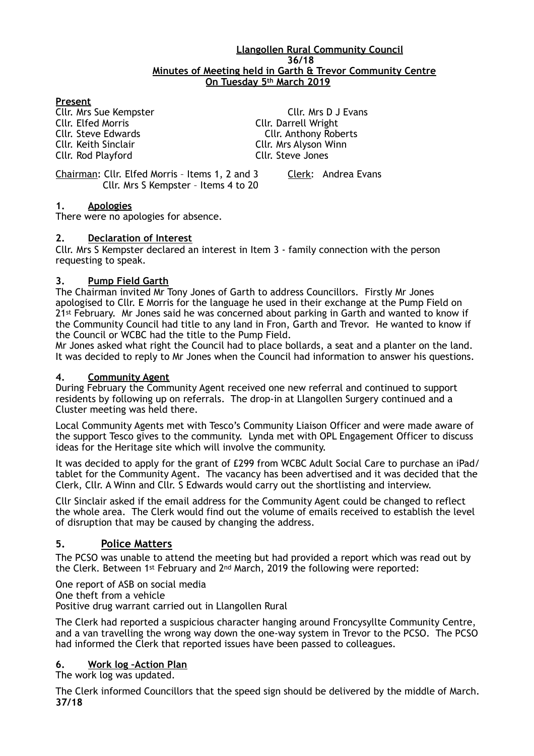**Llangollen Rural Community Council**
**36/18**
**Minutes of Meeting held in Garth & Trevor Community Centre**
**On Tuesday 5th March 2019**

**Present**

Cllr. Mrs Sue Kempster
Cllr. Elfed Morris
Cllr. Steve Edwards
Cllr. Keith Sinclair
Cllr. Rod Playford
Cllr. Mrs D J Evans
Cllr. Darrell Wright
Cllr. Anthony Roberts
Cllr. Mrs Alyson Winn
Cllr. Steve Jones

Chairman: Cllr. Elfed Morris – Items 1, 2 and 3
Cllr. Mrs S Kempster – Items 4 to 20

Clerk: Andrea Evans

## 1. Apologies

There were no apologies for absence.

## 2. Declaration of Interest

Cllr. Mrs S Kempster declared an interest in Item 3 - family connection with the person requesting to speak.

## 3. Pump Field Garth

The Chairman invited Mr Tony Jones of Garth to address Councillors. Firstly Mr Jones apologised to Cllr. E Morris for the language he used in their exchange at the Pump Field on 21st February. Mr Jones said he was concerned about parking in Garth and wanted to know if the Community Council had title to any land in Fron, Garth and Trevor. He wanted to know if the Council or WCBC had the title to the Pump Field.

Mr Jones asked what right the Council had to place bollards, a seat and a planter on the land. It was decided to reply to Mr Jones when the Council had information to answer his questions.

## 4. Community Agent

During February the Community Agent received one new referral and continued to support residents by following up on referrals. The drop-in at Llangollen Surgery continued and a Cluster meeting was held there.

Local Community Agents met with Tesco's Community Liaison Officer and were made aware of the support Tesco gives to the community. Lynda met with OPL Engagement Officer to discuss ideas for the Heritage site which will involve the community.

It was decided to apply for the grant of £299 from WCBC Adult Social Care to purchase an iPad/tablet for the Community Agent. The vacancy has been advertised and it was decided that the Clerk, Cllr. A Winn and Cllr. S Edwards would carry out the shortlisting and interview.

Cllr Sinclair asked if the email address for the Community Agent could be changed to reflect the whole area. The Clerk would find out the volume of emails received to establish the level of disruption that may be caused by changing the address.

## 5. Police Matters

The PCSO was unable to attend the meeting but had provided a report which was read out by the Clerk. Between 1st February and 2nd March, 2019 the following were reported:

One report of ASB on social media
One theft from a vehicle
Positive drug warrant carried out in Llangollen Rural

The Clerk had reported a suspicious character hanging around Froncysyllte Community Centre, and a van travelling the wrong way down the one-way system in Trevor to the PCSO. The PCSO had informed the Clerk that reported issues have been passed to colleagues.

## 6. Work log –Action Plan

The work log was updated.

The Clerk informed Councillors that the speed sign should be delivered by the middle of March.

**37/18**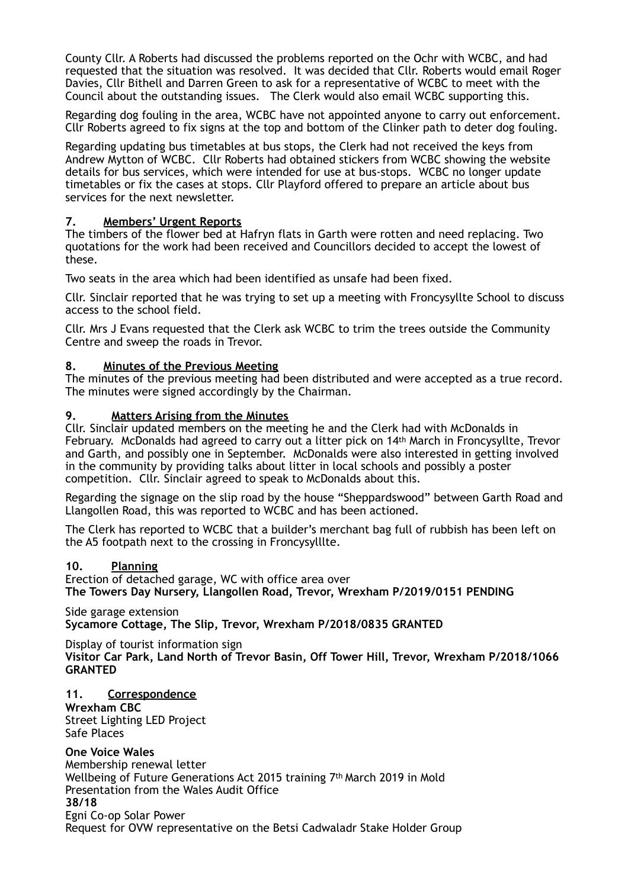County Cllr. A Roberts had discussed the problems reported on the Ochr with WCBC, and had requested that the situation was resolved. It was decided that Cllr. Roberts would email Roger Davies, Cllr Bithell and Darren Green to ask for a representative of WCBC to meet with the Council about the outstanding issues. The Clerk would also email WCBC supporting this.

Regarding dog fouling in the area, WCBC have not appointed anyone to carry out enforcement. Cllr Roberts agreed to fix signs at the top and bottom of the Clinker path to deter dog fouling.

Regarding updating bus timetables at bus stops, the Clerk had not received the keys from Andrew Mytton of WCBC. Cllr Roberts had obtained stickers from WCBC showing the website details for bus services, which were intended for use at bus-stops. WCBC no longer update timetables or fix the cases at stops. Cllr Playford offered to prepare an article about bus services for the next newsletter.

## 7. Members' Urgent Reports

The timbers of the flower bed at Hafryn flats in Garth were rotten and need replacing. Two quotations for the work had been received and Councillors decided to accept the lowest of these.

Two seats in the area which had been identified as unsafe had been fixed.

Cllr. Sinclair reported that he was trying to set up a meeting with Froncysyllte School to discuss access to the school field.

Cllr. Mrs J Evans requested that the Clerk ask WCBC to trim the trees outside the Community Centre and sweep the roads in Trevor.

## 8. Minutes of the Previous Meeting

The minutes of the previous meeting had been distributed and were accepted as a true record. The minutes were signed accordingly by the Chairman.

## 9. Matters Arising from the Minutes

Cllr. Sinclair updated members on the meeting he and the Clerk had with McDonalds in February. McDonalds had agreed to carry out a litter pick on 14th March in Froncysyllte, Trevor and Garth, and possibly one in September. McDonalds were also interested in getting involved in the community by providing talks about litter in local schools and possibly a poster competition. Cllr. Sinclair agreed to speak to McDonalds about this.

Regarding the signage on the slip road by the house "Sheppardswood" between Garth Road and Llangollen Road, this was reported to WCBC and has been actioned.

The Clerk has reported to WCBC that a builder's merchant bag full of rubbish has been left on the A5 footpath next to the crossing in Froncysylllte.

## 10. Planning

Erection of detached garage, WC with office area over
**The Towers Day Nursery, Llangollen Road, Trevor, Wrexham P/2019/0151 PENDING**

Side garage extension
**Sycamore Cottage, The Slip, Trevor, Wrexham P/2018/0835 GRANTED**

Display of tourist information sign
**Visitor Car Park, Land North of Trevor Basin, Off Tower Hill, Trevor, Wrexham P/2018/1066 GRANTED**

## 11. Correspondence

**Wrexham CBC**
Street Lighting LED Project
Safe Places

**One Voice Wales**
Membership renewal letter
Wellbeing of Future Generations Act 2015 training 7th March 2019 in Mold
Presentation from the Wales Audit Office
**38/18**
Egni Co-op Solar Power
Request for OVW representative on the Betsi Cadwaladr Stake Holder Group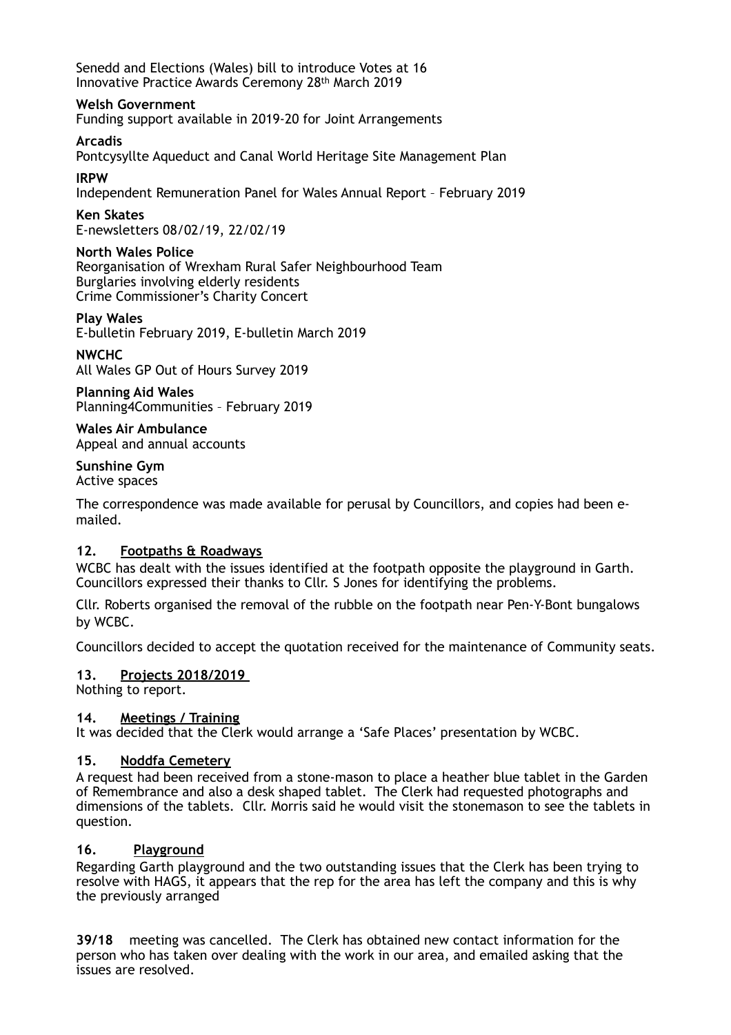Senedd and Elections (Wales) bill to introduce Votes at 16
Innovative Practice Awards Ceremony 28th March 2019

**Welsh Government**
Funding support available in 2019-20 for Joint Arrangements

**Arcadis**
Pontcysyllte Aqueduct and Canal World Heritage Site Management Plan

**IRPW**
Independent Remuneration Panel for Wales Annual Report – February 2019

**Ken Skates**
E-newsletters 08/02/19, 22/02/19

**North Wales Police**
Reorganisation of Wrexham Rural Safer Neighbourhood Team
Burglaries involving elderly residents
Crime Commissioner's Charity Concert

**Play Wales**
E-bulletin February 2019, E-bulletin March 2019

**NWCHC**
All Wales GP Out of Hours Survey 2019

**Planning Aid Wales**
Planning4Communities – February 2019

**Wales Air Ambulance**
Appeal and annual accounts

**Sunshine Gym**
Active spaces

The correspondence was made available for perusal by Councillors, and copies had been e-mailed.

## 12. Footpaths & Roadways

WCBC has dealt with the issues identified at the footpath opposite the playground in Garth. Councillors expressed their thanks to Cllr. S Jones for identifying the problems.

Cllr. Roberts organised the removal of the rubble on the footpath near Pen-Y-Bont bungalows by WCBC.

Councillors decided to accept the quotation received for the maintenance of Community seats.

## 13. Projects 2018/2019

Nothing to report.

## 14. Meetings / Training

It was decided that the Clerk would arrange a 'Safe Places' presentation by WCBC.

## 15. Noddfa Cemetery

A request had been received from a stone-mason to place a heather blue tablet in the Garden of Remembrance and also a desk shaped tablet. The Clerk had requested photographs and dimensions of the tablets. Cllr. Morris said he would visit the stonemason to see the tablets in question.

## 16. Playground

Regarding Garth playground and the two outstanding issues that the Clerk has been trying to resolve with HAGS, it appears that the rep for the area has left the company and this is why the previously arranged

**39/18** meeting was cancelled. The Clerk has obtained new contact information for the person who has taken over dealing with the work in our area, and emailed asking that the issues are resolved.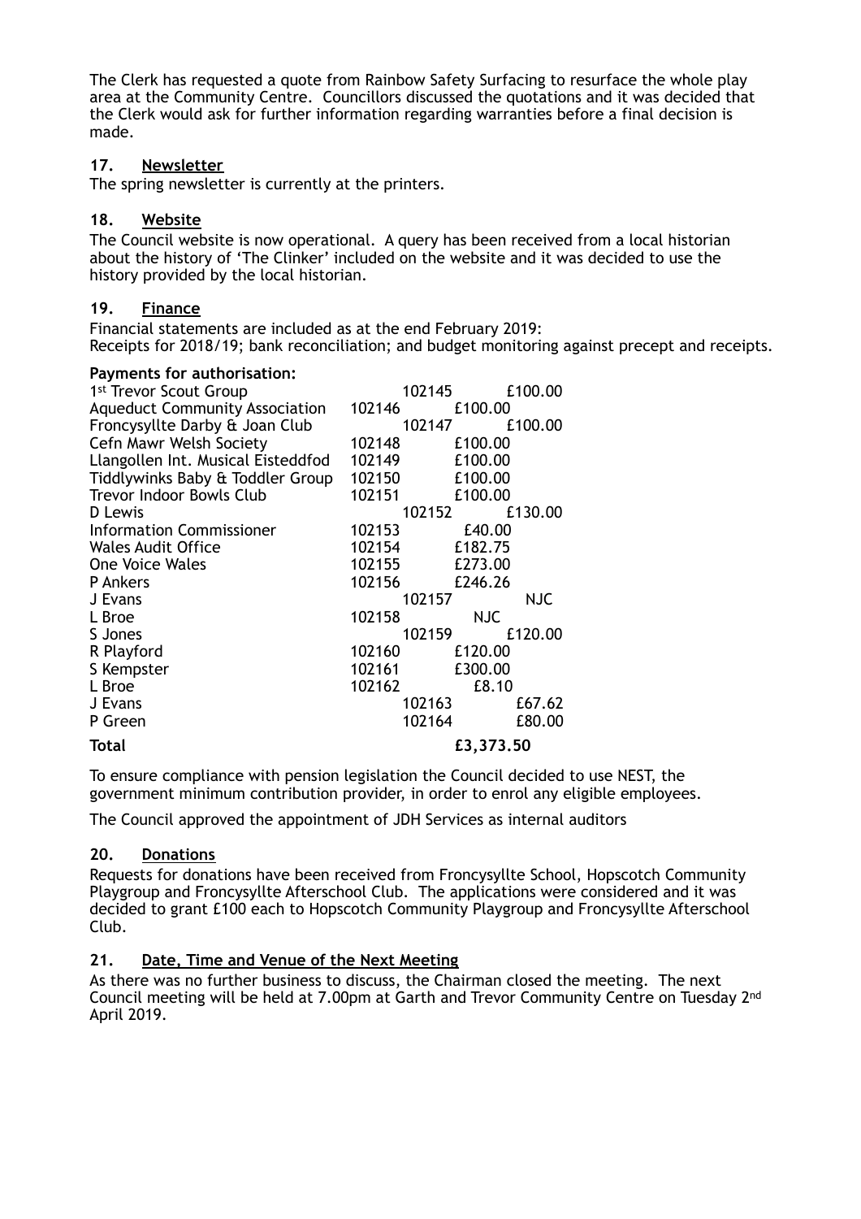The Clerk has requested a quote from Rainbow Safety Surfacing to resurface the whole play area at the Community Centre. Councillors discussed the quotations and it was decided that the Clerk would ask for further information regarding warranties before a final decision is made.

### 17. Newsletter

The spring newsletter is currently at the printers.

### 18. Website

The Council website is now operational. A query has been received from a local historian about the history of 'The Clinker' included on the website and it was decided to use the history provided by the local historian.

### 19. Finance

Financial statements are included as at the end February 2019:
Receipts for 2018/19; bank reconciliation; and budget monitoring against precept and receipts.

**Payments for authorisation:**

| | | |
|---|---|---|
| 1st Trevor Scout Group | 102145 | £100.00 |
| Aqueduct Community Association | 102146 | £100.00 |
| Froncysyllte Darby & Joan Club | 102147 | £100.00 |
| Cefn Mawr Welsh Society | 102148 | £100.00 |
| Llangollen Int. Musical Eisteddfod | 102149 | £100.00 |
| Tiddlywinks Baby & Toddler Group | 102150 | £100.00 |
| Trevor Indoor Bowls Club | 102151 | £100.00 |
| D Lewis | 102152 | £130.00 |
| Information Commissioner | 102153 | £40.00 |
| Wales Audit Office | 102154 | £182.75 |
| One Voice Wales | 102155 | £273.00 |
| P Ankers | 102156 | £246.26 |
| J Evans | 102157 | NJC |
| L Broe | 102158 | NJC |
| S Jones | 102159 | £120.00 |
| R Playford | 102160 | £120.00 |
| S Kempster | 102161 | £300.00 |
| L Broe | 102162 | £8.10 |
| J Evans | 102163 | £67.62 |
| P Green | 102164 | £80.00 |
| **Total** | | **£3,373.50** |

To ensure compliance with pension legislation the Council decided to use NEST, the government minimum contribution provider, in order to enrol any eligible employees.

The Council approved the appointment of JDH Services as internal auditors

### 20. Donations

Requests for donations have been received from Froncysyllte School, Hopscotch Community Playgroup and Froncysyllte Afterschool Club. The applications were considered and it was decided to grant £100 each to Hopscotch Community Playgroup and Froncysyllte Afterschool Club.

### 21. Date, Time and Venue of the Next Meeting

As there was no further business to discuss, the Chairman closed the meeting. The next Council meeting will be held at 7.00pm at Garth and Trevor Community Centre on Tuesday 2nd April 2019.